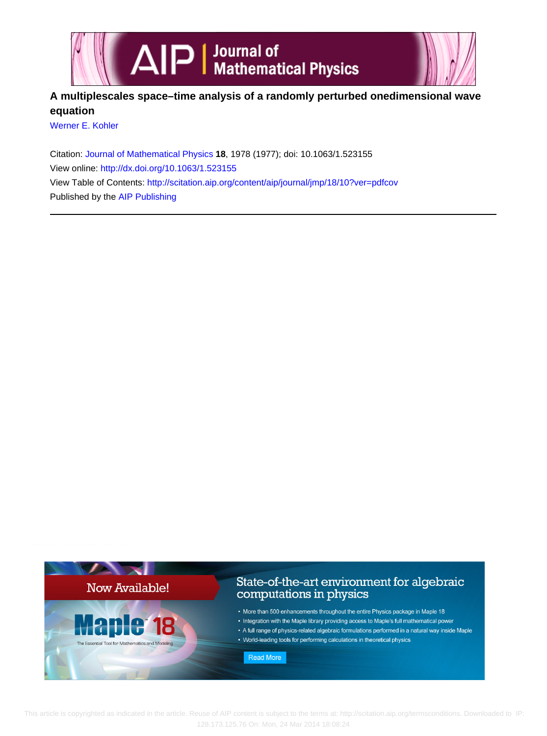# A multiplescales space–time analysis of a randomly perturbed onedimensional wave equation

Werner E. Kohler

Citation: Journal of Mathematical Physics **18**, 1978 (1977); doi: 10.1063/1.523155

View online: http://dx.doi.org/10.1063/1.523155

View Table of Contents: http://scitation.aip.org/content/aip/journal/jmp/18/10?ver=pdfcov

Published by the AIP Publishing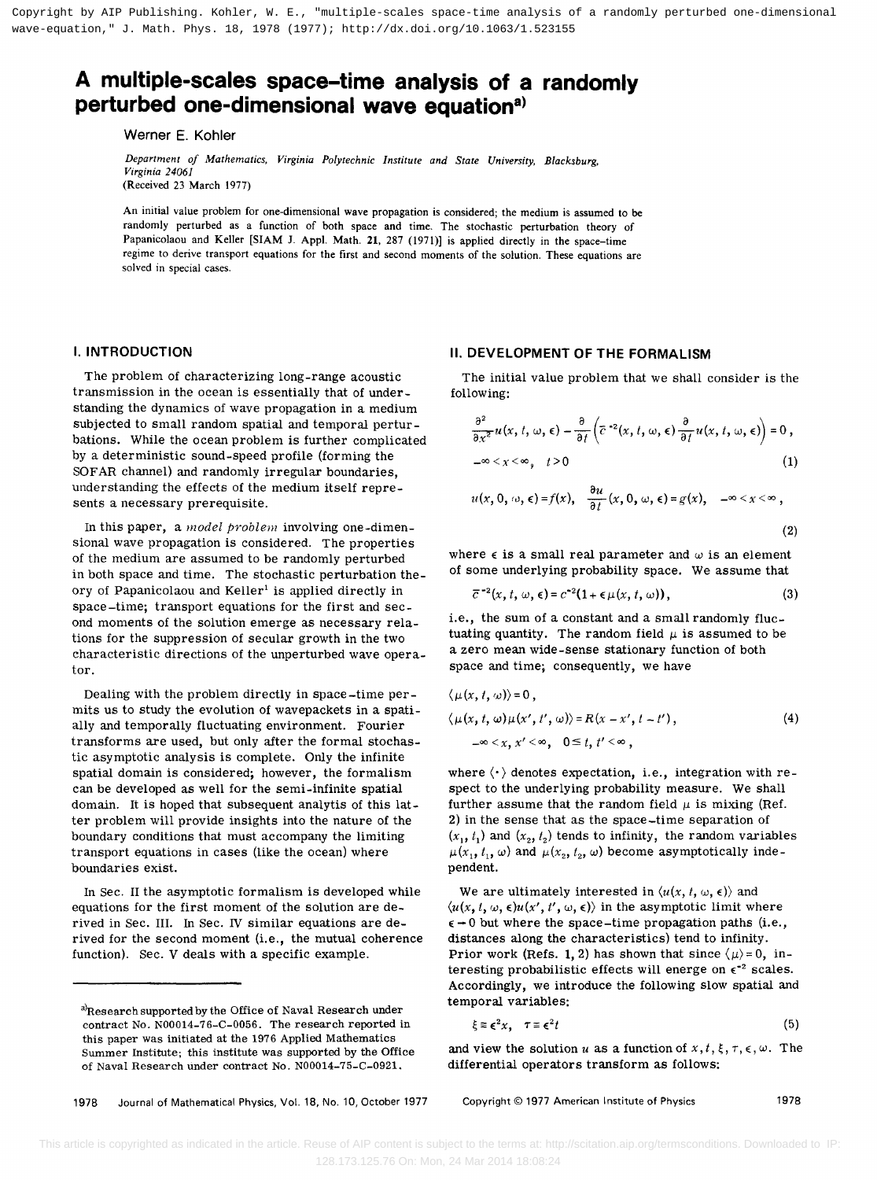Copyright by AIP Publishing. Kohler, W. E., "multiple-scales space-time analysis of a randomly perturbed one-dimensional wave-equation," J. Math. Phys. 18, 1978 (1977); http://dx.doi.org/10.1063/1.523155

# A multiple-scales space–time analysis of a randomly perturbed one-dimensional wave equation[a]

Werner E. Kohler

*Department of Mathematics, Virginia Polytechnic Institute and State University, Blacksburg, Virginia 24061*
(Received 23 March 1977)

An initial value problem for one-dimensional wave propagation is considered; the medium is assumed to be randomly perturbed as a function of both space and time. The stochastic perturbation theory of Papanicolaou and Keller [SIAM J. Appl. Math. **21**, 287 (1971)] is applied directly in the space–time regime to derive transport equations for the first and second moments of the solution. These equations are solved in special cases.

## I. INTRODUCTION

The problem of characterizing long-range acoustic transmission in the ocean is essentially that of understanding the dynamics of wave propagation in a medium subjected to small random spatial and temporal perturbations. While the ocean problem is further complicated by a deterministic sound-speed profile (forming the SOFAR channel) and randomly irregular boundaries, understanding the effects of the medium itself represents a necessary prerequisite.

In this paper, a *model problem* involving one-dimensional wave propagation is considered. The properties of the medium are assumed to be randomly perturbed in both space and time. The stochastic perturbation theory of Papanicolaou and Keller[1] is applied directly in space–time; transport equations for the first and second moments of the solution emerge as necessary relations for the suppression of secular growth in the two characteristic directions of the unperturbed wave operator.

Dealing with the problem directly in space–time permits us to study the evolution of wavepackets in a spatially and temporally fluctuating environment. Fourier transforms are used, but only after the formal stochastic asymptotic analysis is complete. Only the infinite spatial domain is considered; however, the formalism can be developed as well for the semi-infinite spatial domain. It is hoped that subsequent analytis of this latter problem will provide insights into the nature of the boundary conditions that must accompany the limiting transport equations in cases (like the ocean) where boundaries exist.

In Sec. II the asymptotic formalism is developed while equations for the first moment of the solution are derived in Sec. III. In Sec. IV similar equations are derived for the second moment (i.e., the mutual coherence function). Sec. V deals with a specific example.

## II. DEVELOPMENT OF THE FORMALISM

The initial value problem that we shall consider is the following:

$$\frac{\partial^2}{\partial x^2}u(x,t,\omega,\epsilon)-\frac{\partial}{\partial t}\left(\bar{c}^{-2}(x,t,\omega,\epsilon)\frac{\partial}{\partial t}u(x,t,\omega,\epsilon)\right)=0,$$
$$-\infty<x<\infty,\quad t>0 \tag{1}$$

$$u(x,0,\omega,\epsilon)=f(x),\quad \frac{\partial u}{\partial t}(x,0,\omega,\epsilon)=g(x),\quad -\infty<x<\infty, \tag{2}$$

where $\epsilon$ is a small real parameter and $\omega$ is an element of some underlying probability space. We assume that

$$\bar{c}^{-2}(x,t,\omega,\epsilon)=c^{-2}(1+\epsilon\mu(x,t,\omega)), \tag{3}$$

i.e., the sum of a constant and a small randomly fluctuating quantity. The random field $\mu$ is assumed to be a zero mean wide-sense stationary function of both space and time; consequently, we have

$$\langle\mu(x,t,\omega)\rangle=0,$$
$$\langle\mu(x,t,\omega)\mu(x',t',\omega)\rangle=R(x-x',t-t'), \tag{4}$$
$$-\infty<x,x'<\infty,\quad 0\le t,t'<\infty,$$

where $\langle\cdot\rangle$ denotes expectation, i.e., integration with respect to the underlying probability measure. We shall further assume that the random field $\mu$ is mixing (Ref. 2) in the sense that as the space–time separation of $(x_1,t_1)$ and $(x_2,t_2)$ tends to infinity, the random variables $\mu(x_1,t_1,\omega)$ and $\mu(x_2,t_2,\omega)$ become asymptotically independent.

We are ultimately interested in $\langle u(x,t,\omega,\epsilon)\rangle$ and $\langle u(x,t,\omega,\epsilon)u(x',t',\omega,\epsilon)\rangle$ in the asymptotic limit where $\epsilon\to 0$ but where the space–time propagation paths (i.e., distances along the characteristics) tend to infinity. Prior work (Refs. 1, 2) has shown that since $\langle\mu\rangle=0$, interesting probabilistic effects will energe on $\epsilon^{-2}$ scales. Accordingly, we introduce the following slow spatial and temporal variables:

$$\xi\equiv\epsilon^2 x,\quad \tau\equiv\epsilon^2 t \tag{5}$$

and view the solution $u$ as a function of $x,t,\xi,\tau,\epsilon,\omega$. The differential operators transform as follows:

[a]Research supported by the Office of Naval Research under contract No. N00014-76-C-0056. The research reported in this paper was initiated at the 1976 Applied Mathematics Summer Institute; this institute was supported by the Office of Naval Research under contract No. N00014-75-C-0921.

Copyright © 1977 American Institute of Physics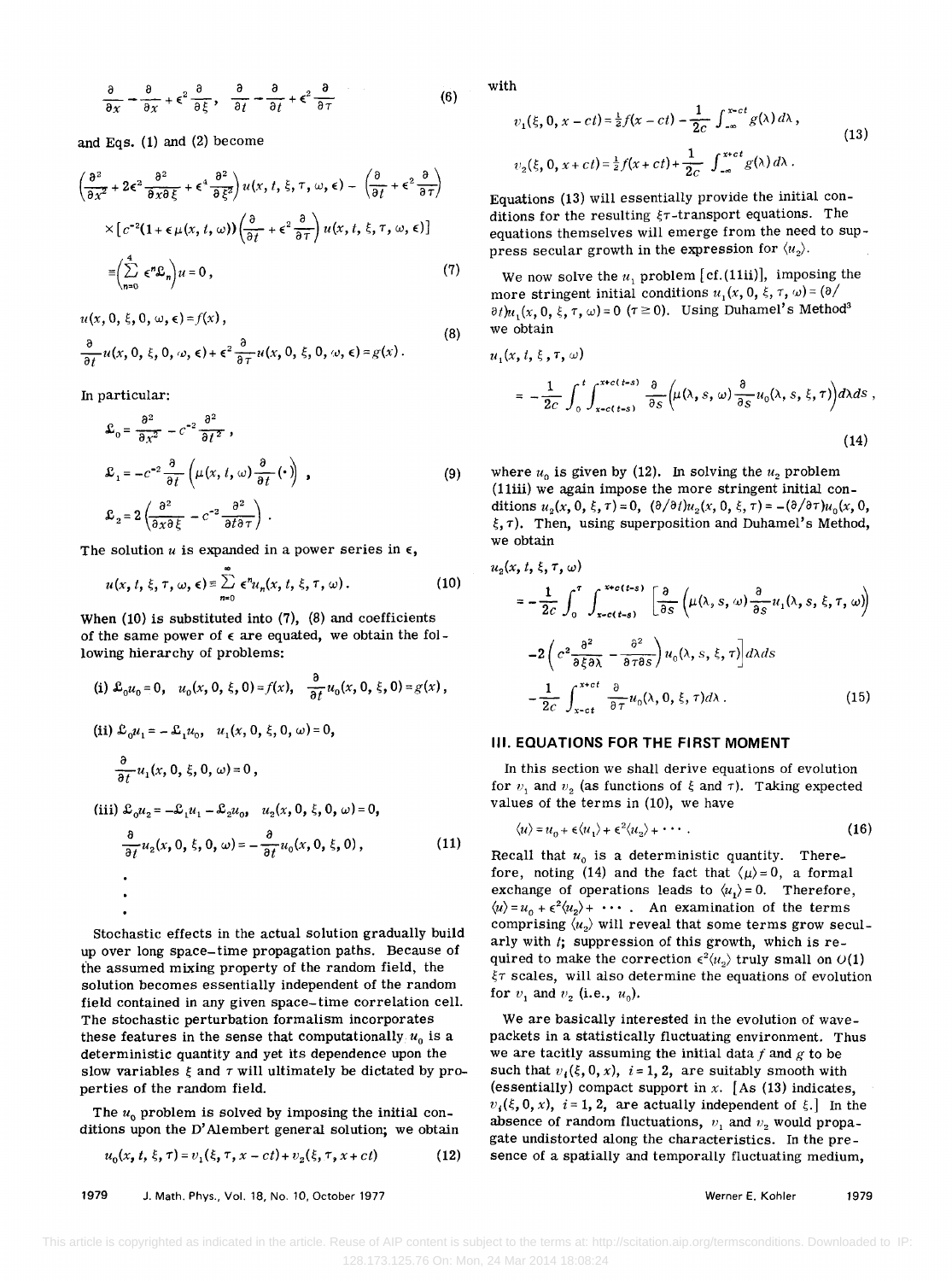$$\frac{\partial}{\partial x} \to \frac{\partial}{\partial x} + \epsilon^2 \frac{\partial}{\partial \xi}, \quad \frac{\partial}{\partial t} \to \frac{\partial}{\partial t} + \epsilon^2 \frac{\partial}{\partial \tau} \tag{6}$$

and Eqs. (1) and (2) become

$$\left(\frac{\partial^2}{\partial x^2} + 2\epsilon^2 \frac{\partial^2}{\partial x \partial \xi} + \epsilon^4 \frac{\partial^2}{\partial \xi^2}\right) u(x, t, \xi, \tau, \omega, \epsilon) - \left(\frac{\partial}{\partial t} + \epsilon^2 \frac{\partial}{\partial \tau}\right)$$
$$\times [c^{-2}(1 + \epsilon \mu(x, t, \omega)) \left(\frac{\partial}{\partial t} + \epsilon^2 \frac{\partial}{\partial \tau}\right) u(x, t, \xi, \tau, \omega, \epsilon)]$$
$$\equiv \left(\sum_{n=0}^{4} \epsilon^n \mathfrak{L}_n\right) u = 0, \tag{7}$$

$$u(x, 0, \xi, 0, \omega, \epsilon) = f(x),$$
$$\frac{\partial}{\partial t} u(x, 0, \xi, 0, \omega, \epsilon) + \epsilon^2 \frac{\partial}{\partial \tau} u(x, 0, \xi, 0, \omega, \epsilon) = g(x). \tag{8}$$

In particular:

$$\mathfrak{L}_0 = \frac{\partial^2}{\partial x^2} - c^{-2} \frac{\partial^2}{\partial t^2},$$
$$\mathfrak{L}_1 = -c^{-2} \frac{\partial}{\partial t} \left(\mu(x, t, \omega) \frac{\partial}{\partial t} (\cdot)\right), \tag{9}$$
$$\mathfrak{L}_2 = 2 \left(\frac{\partial^2}{\partial x \partial \xi} - c^{-2} \frac{\partial^2}{\partial t \partial \tau}\right).$$

The solution $u$ is expanded in a power series in $\epsilon$,

$$u(x, t, \xi, \tau, \omega, \epsilon) \equiv \sum_{n=0}^{\infty} \epsilon^n u_n(x, t, \xi, \tau, \omega). \tag{10}$$

When (10) is substituted into (7), (8) and coefficients of the same power of $\epsilon$ are equated, we obtain the following hierarchy of problems:

(i) $\mathfrak{L}_0 u_0 = 0, \quad u_0(x, 0, \xi, 0) = f(x), \quad \frac{\partial}{\partial t} u_0(x, 0, \xi, 0) = g(x),$

(ii) $\mathfrak{L}_0 u_1 = -\mathfrak{L}_1 u_0, \quad u_1(x, 0, \xi, 0, \omega) = 0,$

$\frac{\partial}{\partial t} u_1(x, 0, \xi, 0, \omega) = 0,$

(iii) $\mathfrak{L}_0 u_2 = -\mathfrak{L}_1 u_1 - \mathfrak{L}_2 u_0, \quad u_2(x, 0, \xi, 0, \omega) = 0,$

$$\frac{\partial}{\partial t} u_2(x, 0, \xi, 0, \omega) = -\frac{\partial}{\partial t} u_0(x, 0, \xi, 0), \tag{11}$$

$\vdots$

Stochastic effects in the actual solution gradually build up over long space–time propagation paths. Because of the assumed mixing property of the random field, the solution becomes essentially independent of the random field contained in any given space–time correlation cell. The stochastic perturbation formalism incorporates these features in the sense that computationally $u_0$ is a deterministic quantity and yet its dependence upon the slow variables $\xi$ and $\tau$ will ultimately be dictated by properties of the random field.

The $u_0$ problem is solved by imposing the initial conditions upon the D'Alembert general solution; we obtain

$$u_0(x, t, \xi, \tau) = v_1(\xi, \tau, x - ct) + v_2(\xi, \tau, x + ct) \tag{12}$$

with

$$v_1(\xi, 0, x - ct) = \tfrac{1}{2} f(x - ct) - \frac{1}{2c} \int_{-\infty}^{x-ct} g(\lambda)\, d\lambda,$$
$$v_2(\xi, 0, x + ct) = \tfrac{1}{2} f(x + ct) + \frac{1}{2c} \int_{-\infty}^{x+ct} g(\lambda)\, d\lambda. \tag{13}$$

Equations (13) will essentially provide the initial conditions for the resulting $\xi\tau$-transport equations. The equations themselves will emerge from the need to suppress secular growth in the expression for $\langle u_2 \rangle$.

We now solve the $u_1$ problem [cf. (11ii)], imposing the more stringent initial conditions $u_1(x, 0, \xi, \tau, \omega) = (\partial/\partial t) u_1(x, 0, \xi, \tau, \omega) = 0$ $(\tau \geq 0)$. Using Duhamel's Method[3] we obtain

$$u_1(x, t, \xi, \tau, \omega)$$
$$= -\frac{1}{2c} \int_0^t \int_{x-c(t-s)}^{x+c(t-s)} \frac{\partial}{\partial s} \left(\mu(\lambda, s, \omega) \frac{\partial}{\partial s} u_0(\lambda, s, \xi, \tau)\right) d\lambda\, ds, \tag{14}$$

where $u_0$ is given by (12). In solving the $u_2$ problem (11iii) we again impose the more stringent initial conditions $u_2(x, 0, \xi, \tau) = 0$, $(\partial/\partial t) u_2(x, 0, \xi, \tau) = -(\partial/\partial \tau) u_0(x, 0, \xi, \tau)$. Then, using superposition and Duhamel's Method, we obtain

$$u_2(x, t, \xi, \tau, \omega)$$
$$= -\frac{1}{2c} \int_0^\tau \int_{x-c(t-s)}^{x+c(t-s)} \left[\frac{\partial}{\partial s} \left(\mu(\lambda, s, \omega) \frac{\partial}{\partial s} u_1(\lambda, s, \xi, \tau, \omega)\right)\right.$$
$$\left. -2 \left(c^2 \frac{\partial^2}{\partial \xi \partial \lambda} - \frac{\partial^2}{\partial \tau \partial s}\right) u_0(\lambda, s, \xi, \tau)\right] d\lambda\, ds$$
$$-\frac{1}{2c} \int_{x-ct}^{x+ct} \frac{\partial}{\partial \tau} u_0(\lambda, 0, \xi, \tau)\, d\lambda. \tag{15}$$

## III. EQUATIONS FOR THE FIRST MOMENT

In this section we shall derive equations of evolution for $v_1$ and $v_2$ (as functions of $\xi$ and $\tau$). Taking expected values of the terms in (10), we have

$$\langle u \rangle = u_0 + \epsilon \langle u_1 \rangle + \epsilon^2 \langle u_2 \rangle + \cdots. \tag{16}$$

Recall that $u_0$ is a deterministic quantity. Therefore, noting (14) and the fact that $\langle \mu \rangle = 0$, a formal exchange of operations leads to $\langle u_1 \rangle = 0$. Therefore, $\langle u \rangle = u_0 + \epsilon^2 \langle u_2 \rangle + \cdots$. An examination of the terms comprising $\langle u_2 \rangle$ will reveal that some terms grow secularly with $t$; suppression of this growth, which is required to make the correction $\epsilon^2 \langle u_2 \rangle$ truly small on $O(1)$ $\xi\tau$ scales, will also determine the equations of evolution for $v_1$ and $v_2$ (i.e., $u_0$).

We are basically interested in the evolution of wavepackets in a statistically fluctuating environment. Thus we are tacitly assuming the initial data $f$ and $g$ to be such that $v_i(\xi, 0, x)$, $i = 1, 2$, are suitably smooth with (essentially) compact support in $x$. [As (13) indicates, $v_i(\xi, 0, x)$, $i = 1, 2$, are actually independent of $\xi$.] In the absence of random fluctuations, $v_1$ and $v_2$ would propagate undistorted along the characteristics. In the presence of a spatially and temporally fluctuating medium,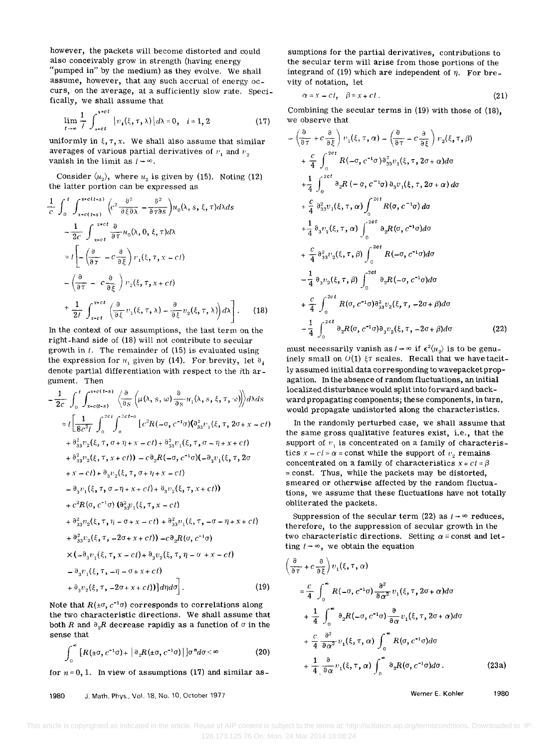however, the packets will become distorted and could also conceivably grow in strength (having energy "pumped in" by the medium) as they evolve. We shall assume, however, that any such accrual of energy occurs, on the average, at a sufficiently slow rate. Specifically, we shall assume that

$$\lim_{t\to\infty} \frac{1}{t}\int_{x-ct}^{x+ct} |v_i(\xi,\tau,\lambda)|\,d\lambda = 0, \quad i=1,2 \tag{17}$$

uniformly in $\xi, \tau, x$. We shall also assume that similar averages of various partial derivatives of $v_1$ and $v_2$ vanish in the limit as $t\to\infty$.

Consider $\langle u_2\rangle$, where $u_2$ is given by (15). Noting (12) the latter portion can be expressed as

$$\begin{aligned}
&\frac{1}{c}\int_0^t \int_{x-c(t-s)}^{x+c(t-s)} \left(c^2\frac{\partial^2}{\partial\xi\partial\lambda} - \frac{\partial^2}{\partial\tau\partial s}\right) u_0(\lambda, s, \xi, \tau)\,d\lambda\,ds \\
&\quad - \frac{1}{2c}\int_{x-ct}^{x+ct} \frac{\partial}{\partial\tau} u_0(\lambda, 0, \xi, \tau)\,d\lambda \\
&= t\left[-\left(\frac{\partial}{\partial\tau} - c\frac{\partial}{\partial\xi}\right) v_1(\xi,\tau,x-ct) \right.\\
&\quad - \left(\frac{\partial}{\partial\tau} - c\frac{\partial}{\partial\xi}\right) v_2(\xi,\tau,x+ct) \\
&\quad \left. + \frac{1}{2t}\int_{x-ct}^{x+ct} \left(\frac{\partial}{\partial\xi} v_1(\xi,\tau,\lambda) - \frac{\partial}{\partial\xi} v_2(\xi,\tau,\lambda)\right) d\lambda\right].
\end{aligned} \tag{18}$$

In the context of our assumptions, the last term on the right-hand side of (18) will not contribute to secular growth in $t$. The remainder of (15) is evaluated using the expression for $u_1$ given by (14). For brevity, let $\partial_i$ denote partial differentiation with respect to the $i$th argument. Then

$$\begin{aligned}
&-\frac{1}{2c}\int_0^t \int_{x-c(t-s)}^{x+c(t-s)} \left\langle \frac{\partial}{\partial s}\left(\mu(\lambda, s, \omega)\frac{\partial}{\partial s} u_1(\lambda, s, \xi, \tau, \omega)\right)\right\rangle d\lambda\,ds \\
&= t\left[\frac{1}{8c^2 t}\int_0^{2ct}\int_0^{2ct-\sigma} \left[c^2 R(-\sigma, c^{-1}\sigma)\left(\partial_{33}^2 v_1(\xi,\tau,2\sigma+x-ct)\right.\right.\right. \\
&\quad + \partial_{33}^2 v_2(\xi,\tau,\sigma+\eta+x-ct) + \partial_{33}^2 v_1(\xi,\tau,\sigma-\eta+x+ct) \\
&\quad \left. + \partial_{33}^2 v_2(\xi,\tau,x+ct)\right) - c\partial_2 R(-\sigma, c^{-1}\sigma)\left(-\partial_3 v_1(\xi,\tau,2\sigma\right. \\
&\quad + x - ct) + \partial_3 v_2(\xi,\tau,\sigma+\eta+x-ct) \\
&\quad \left. - \partial_3 v_1(\xi,\tau,\sigma-\eta+x+ct) + \partial_3 v_2(\xi,\tau,x+ct)\right) \\
&\quad + c^2 R(\sigma, c^{-1}\sigma)\left(\partial_{33}^2 v_1(\xi,\tau,x-ct)\right. \\
&\quad + \partial_{33}^2 v_2(\xi,\tau,\eta-\sigma+x-ct) + \partial_{33}^2 v_1(\xi,\tau,-\sigma-\eta+x+ct) \\
&\quad \left. + \partial_{33}^2 v_2(\xi,\tau,-2\sigma+x+ct)\right) - c\partial_2 R(\sigma, c^{-1}\sigma) \\
&\quad \times\left(-\partial_3 v_1(\xi,\tau,x-ct) + \partial_3 v_2(\xi,\tau,\eta-\sigma+x-ct)\right. \\
&\quad - \partial_3 v_1(\xi,\tau,-\eta-\sigma+x+ct) \\
&\quad \left.\left.\left. + \partial_3 v_2(\xi,\tau,-2\sigma+x+ct)\right)\right] d\eta\,d\sigma\right].
\end{aligned} \tag{19}$$

Note that $R(\pm\sigma, c^{-1}\sigma)$ corresponds to correlations along the two characteristic directions. We shall assume that both $R$ and $\partial_2 R$ decrease rapidly as a function of $\sigma$ in the sense that

$$\int_0^\infty \left[R(\pm\sigma, c^{-1}\sigma) + |\partial_2 R(\pm\sigma, c^{-1}\sigma)|\right]\sigma^n\,d\sigma < \infty \tag{20}$$

for $n=0,1$. In view of assumptions (17) and similar assumptions for the partial derivatives, contributions to the secular term will arise from those portions of the integrand of (19) which are independent of $\eta$. For brevity of notation, let

$$\alpha = x - ct, \quad \beta = x + ct. \tag{21}$$

Combining the secular terms in (19) with those of (18), we observe that

$$\begin{aligned}
&-\left(\frac{\partial}{\partial\tau} + c\frac{\partial}{\partial\xi}\right) v_1(\xi,\tau,\alpha) - \left(\frac{\partial}{\partial\tau} - c\frac{\partial}{\partial\xi}\right) v_2(\xi,\tau,\beta) \\
&\quad + \frac{c}{4}\int_0^{2ct} R(-\sigma, c^{-1}\sigma)\partial_{33}^2 v_1(\xi,\tau,2\sigma+\alpha)\,d\sigma \\
&\quad + \frac{1}{4}\int_0^{2ct} \partial_2 R(-\sigma, c^{-1}\sigma)\partial_3 v_1(\xi,\tau,2\sigma+\alpha)\,d\sigma \\
&\quad + \frac{c}{4}\partial_{33}^2 v_1(\xi,\tau,\alpha)\int_0^{2ct} R(\sigma, c^{-1}\sigma)\,d\sigma \\
&\quad + \frac{1}{4}\partial_3 v_1(\xi,\tau,\alpha)\int_0^{2ct} \partial_2 R(\sigma, c^{-1}\sigma)\,d\sigma \\
&\quad + \frac{c}{4}\partial_{33}^2 v_2(\xi,\tau,\beta)\int_0^{2ct} R(-\sigma, c^{-1}\sigma)\,d\sigma \\
&\quad - \frac{1}{4}\partial_3 v_2(\xi,\tau,\beta)\int_0^{2ct} \partial_2 R(-\sigma, c^{-1}\sigma)\,d\sigma \\
&\quad + \frac{c}{4}\int_0^{2ct} R(\sigma, c^{-1}\sigma)\partial_{33}^2 v_2(\xi,\tau,-2\sigma+\beta)\,d\sigma \\
&\quad - \frac{1}{4}\int_0^{2ct} \partial_2 R(\sigma, c^{-1}\sigma)\partial_3 v_2(\xi,\tau,-2\sigma+\beta)\,d\sigma
\end{aligned} \tag{22}$$

must necessarily vanish as $t\to\infty$ if $\epsilon^2\langle u_2\rangle$ is to be genuinely small on $O(1)$ $\xi\tau$ scales. Recall that we have tacitly assumed initial data corresponding to wavepacket propagation. In the absence of random fluctuations, an initial localized disturbance would split into forward and backward propagating components; these components, in turn, would propagate undistorted along the characteristics.

In the randomly perturbed case, we shall assume that the same gross qualitative features exist, i.e., that the support of $v_1$ is concentrated on a family of characteristics $x - ct = \alpha = \text{const}$ while the support of $v_2$ remains concentrated on a family of characteristics $x + ct = \beta = \text{const}$. Thus, while the packets may be distorted, smeared or otherwise affected by the random fluctuations, we assume that these fluctuations have not totally obliterated the packets.

Suppression of the secular term (22) as $t\to\infty$ reduces, therefore, to the suppression of secular growth in the two characteristic directions. Setting $\alpha \equiv \text{const}$ and letting $t\to\infty$, we obtain the equation

$$\begin{aligned}
&\left(\frac{\partial}{\partial\tau} + c\frac{\partial}{\partial\xi}\right) v_1(\xi,\tau,\alpha) \\
&= \frac{c}{4}\int_0^\infty R(-\sigma, c^{-1}\sigma)\frac{\partial^2}{\partial\alpha^2} v_1(\xi,\tau,2\sigma+\alpha)\,d\sigma \\
&\quad + \frac{1}{4}\int_0^\infty \partial_2 R(-\sigma, c^{-1}\sigma)\frac{\partial}{\partial\alpha} v_1(\xi,\tau,2\sigma+\alpha)\,d\sigma \\
&\quad + \frac{c}{4}\frac{\partial^2}{\partial\alpha^2} v_1(\xi,\tau,\alpha)\int_0^\infty R(\sigma, c^{-1}\sigma)\,d\sigma \\
&\quad + \frac{1}{4}\frac{\partial}{\partial\alpha} v_1(\xi,\tau,\alpha)\int_0^\infty \partial_2 R(\sigma, c^{-1}\sigma)\,d\sigma.
\end{aligned} \tag{23a}$$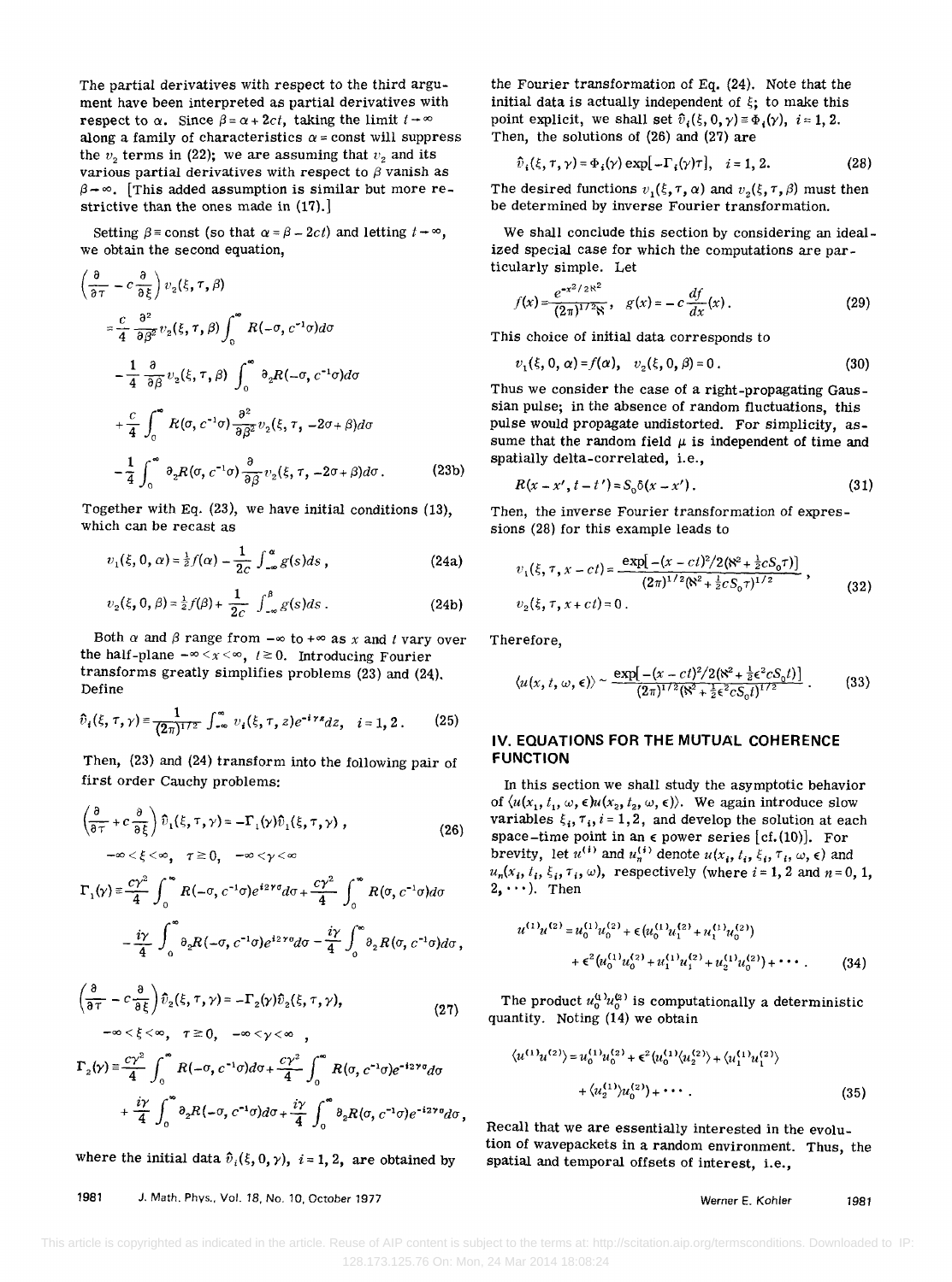The partial derivatives with respect to the third argument have been interpreted as partial derivatives with respect to $\alpha$. Since $\beta = \alpha + 2ct$, taking the limit $t \to \infty$ along a family of characteristics $\alpha = \text{const}$ will suppress the $v_2$ terms in (22); we are assuming that $v_2$ and its various partial derivatives with respect to $\beta$ vanish as $\beta \to \infty$. [This added assumption is similar but more restrictive than the ones made in (17).]

Setting $\beta \equiv \text{const}$ (so that $\alpha = \beta - 2ct$) and letting $t \to \infty$, we obtain the second equation,

$$\left(\frac{\partial}{\partial \tau} - c\frac{\partial}{\partial \xi}\right) v_2(\xi, \tau, \beta)$$
$$= \frac{c}{4}\frac{\partial^2}{\partial \beta^2} v_2(\xi, \tau, \beta) \int_0^\infty R(-\sigma, c^{-1}\sigma) d\sigma$$
$$- \frac{1}{4}\frac{\partial}{\partial \beta} v_2(\xi, \tau, \beta) \int_0^\infty \partial_2 R(-\sigma, c^{-1}\sigma) d\sigma$$
$$+ \frac{c}{4}\int_0^\infty R(\sigma, c^{-1}\sigma) \frac{\partial^2}{\partial \beta^2} v_2(\xi, \tau, -2\sigma + \beta) d\sigma$$
$$- \frac{1}{4}\int_0^\infty \partial_2 R(\sigma, c^{-1}\sigma) \frac{\partial}{\partial \beta} v_2(\xi, \tau, -2\sigma + \beta) d\sigma. \tag{23b}$$

Together with Eq. (23), we have initial conditions (13), which can be recast as

$$v_1(\xi, 0, \alpha) = \tfrac{1}{2} f(\alpha) - \frac{1}{2c}\int_{-\infty}^{\alpha} g(s) ds, \tag{24a}$$

$$v_2(\xi, 0, \beta) = \tfrac{1}{2} f(\beta) + \frac{1}{2c}\int_{-\infty}^{\beta} g(s) ds. \tag{24b}$$

Both $\alpha$ and $\beta$ range from $-\infty$ to $+\infty$ as $x$ and $t$ vary over the half-plane $-\infty < x < \infty$, $t \geq 0$. Introducing Fourier transforms greatly simplifies problems (23) and (24). Define

$$\hat{v}_i(\xi, \tau, \gamma) \equiv \frac{1}{(2\pi)^{1/2}} \int_{-\infty}^{\infty} v_i(\xi, \tau, z) e^{-i\gamma z} dz, \quad i = 1, 2. \tag{25}$$

Then, (23) and (24) transform into the following pair of first order Cauchy problems:

$$\left(\frac{\partial}{\partial \tau} + c\frac{\partial}{\partial \xi}\right) \hat{v}_1(\xi, \tau, \gamma) = -\Gamma_1(\gamma)\hat{v}_1(\xi, \tau, \gamma), \tag{26}$$

$$-\infty < \xi < \infty, \quad \tau \geq 0, \quad -\infty < \gamma < \infty$$

$$\Gamma_1(\gamma) \equiv \frac{c\gamma^2}{4}\int_0^\infty R(-\sigma, c^{-1}\sigma) e^{i2\gamma\sigma} d\sigma + \frac{c\gamma^2}{4}\int_0^\infty R(\sigma, c^{-1}\sigma) d\sigma$$
$$- \frac{i\gamma}{4}\int_0^\infty \partial_2 R(-\sigma, c^{-1}\sigma) e^{i2\gamma\sigma} d\sigma - \frac{i\gamma}{4}\int_0^\infty \partial_2 R(\sigma, c^{-1}\sigma) d\sigma,$$

$$\left(\frac{\partial}{\partial \tau} - c\frac{\partial}{\partial \xi}\right) \hat{v}_2(\xi, \tau, \gamma) = -\Gamma_2(\gamma)\hat{v}_2(\xi, \tau, \gamma), \tag{27}$$

$$-\infty < \xi < \infty, \quad \tau \geq 0, \quad -\infty < \gamma < \infty,$$

$$\Gamma_2(\gamma) \equiv \frac{c\gamma^2}{4}\int_0^\infty R(-\sigma, c^{-1}\sigma) d\sigma + \frac{c\gamma^2}{4}\int_0^\infty R(\sigma, c^{-1}\sigma) e^{-i2\gamma\sigma} d\sigma$$
$$+ \frac{i\gamma}{4}\int_0^\infty \partial_2 R(-\sigma, c^{-1}\sigma) d\sigma + \frac{i\gamma}{4}\int_0^\infty \partial_2 R(\sigma, c^{-1}\sigma) e^{-i2\gamma\sigma} d\sigma,$$

where the initial data $\hat{v}_i(\xi, 0, \gamma)$, $i = 1, 2$, are obtained by the Fourier transformation of Eq. (24). Note that the initial data is actually independent of $\xi$; to make this point explicit, we shall set $\hat{v}_i(\xi, 0, \gamma) \equiv \Phi_i(\gamma)$, $i = 1, 2$. Then, the solutions of (26) and (27) are

$$\hat{v}_i(\xi, \tau, \gamma) = \Phi_i(\gamma) \exp[-\Gamma_i(\gamma)\tau], \quad i = 1, 2. \tag{28}$$

The desired functions $v_1(\xi, \tau, \alpha)$ and $v_2(\xi, \tau, \beta)$ must then be determined by inverse Fourier transformation.

We shall conclude this section by considering an idealized special case for which the computations are particularly simple. Let

$$f(x) = \frac{e^{-x^2/2\aleph^2}}{(2\pi)^{1/2}\aleph}, \quad g(x) = -c\frac{df}{dx}(x). \tag{29}$$

This choice of initial data corresponds to

$$v_1(\xi, 0, \alpha) = f(\alpha), \quad v_2(\xi, 0, \beta) = 0. \tag{30}$$

Thus we consider the case of a right-propagating Gaussian pulse; in the absence of random fluctuations, this pulse would propagate undistorted. For simplicity, assume that the random field $\mu$ is independent of time and spatially delta-correlated, i.e.,

$$R(x - x', t - t') = S_0 \delta(x - x'). \tag{31}$$

Then, the inverse Fourier transformation of expressions (28) for this example leads to

$$v_1(\xi, \tau, x - ct) = \frac{\exp[-(x - ct)^2/2(\aleph^2 + \frac{1}{2}cS_0\tau)]}{(2\pi)^{1/2}(\aleph^2 + \frac{1}{2}cS_0\tau)^{1/2}},$$
$$v_2(\xi, \tau, x + ct) = 0. \tag{32}$$

Therefore,

$$\langle u(x, t, \omega, \epsilon)\rangle \sim \frac{\exp[-(x - ct)^2/2(\aleph^2 + \frac{1}{2}\epsilon^2 cS_0 t)]}{(2\pi)^{1/2}(\aleph^2 + \frac{1}{2}\epsilon^2 cS_0 t)^{1/2}}. \tag{33}$$

## IV. EQUATIONS FOR THE MUTUAL COHERENCE FUNCTION

In this section we shall study the asymptotic behavior of $\langle u(x_1, t_1, \omega, \epsilon) u(x_2, t_2, \omega, \epsilon)\rangle$. We again introduce slow variables $\xi_i, \tau_i, i = 1, 2$, and develop the solution at each space–time point in an $\epsilon$ power series [cf. (10)]. For brevity, let $u^{(i)}$ and $u_n^{(i)}$ denote $u(x_i, t_i, \xi_i, \tau_i, \omega, \epsilon)$ and $u_n(x_i, t_i, \xi_i, \tau_i, \omega)$, respectively (where $i = 1, 2$ and $n = 0, 1, 2, \cdots$). Then

$$u^{(1)}u^{(2)} = u_0^{(1)}u_0^{(2)} + \epsilon(u_0^{(1)}u_1^{(2)} + u_1^{(1)}u_0^{(2)})$$
$$+ \epsilon^2(u_0^{(1)}u_2^{(2)} + u_1^{(1)}u_1^{(2)} + u_2^{(1)}u_0^{(2)}) + \cdots. \tag{34}$$

The product $u_0^{(1)}u_0^{(2)}$ is computationally a deterministic quantity. Noting (14) we obtain

$$\langle u^{(1)}u^{(2)}\rangle = u_0^{(1)}u_0^{(2)} + \epsilon^2(u_0^{(1)}\langle u_2^{(2)}\rangle + \langle u_1^{(1)}u_1^{(2)}\rangle$$
$$+ \langle u_2^{(1)}\rangle u_0^{(2)}) + \cdots. \tag{35}$$

Recall that we are essentially interested in the evolution of wavepackets in a random environment. Thus, the spatial and temporal offsets of interest, i.e.,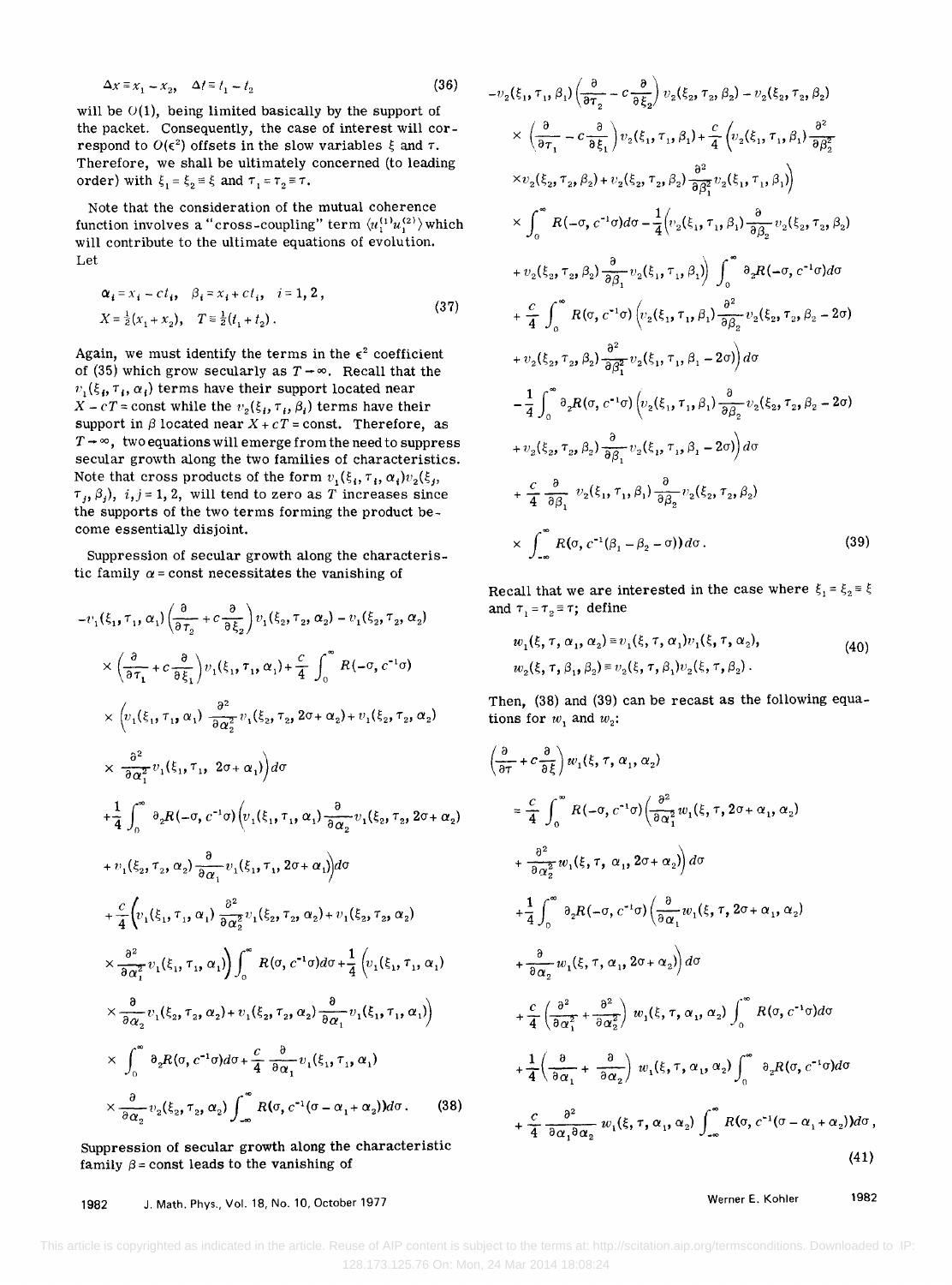$$\Delta x \equiv x_1 - x_2, \quad \Delta t \equiv t_1 - t_2 \tag{36}$$

will be $O(1)$, being limited basically by the support of the packet. Consequently, the case of interest will correspond to $O(\epsilon^2)$ offsets in the slow variables $\xi$ and $\tau$. Therefore, we shall be ultimately concerned (to leading order) with $\xi_1 = \xi_2 \equiv \xi$ and $\tau_1 = \tau_2 \equiv \tau$.

Note that the consideration of the mutual coherence function involves a "cross-coupling" term $\langle u_1^{(1)} u_1^{(2)} \rangle$ which will contribute to the ultimate equations of evolution. Let

$$\alpha_i = x_i - ct_i, \quad \beta_i = x_i + ct_i, \quad i = 1, 2,$$
$$X = \tfrac{1}{2}(x_1 + x_2), \quad T \equiv \tfrac{1}{2}(t_1 + t_2). \tag{37}$$

Again, we must identify the terms in the $\epsilon^2$ coefficient of (35) which grow secularly as $T \to \infty$. Recall that the $v_1(\xi_i, \tau_i, \alpha_i)$ terms have their support located near $X - cT = \text{const}$ while the $v_2(\xi_i, \tau_i, \beta_i)$ terms have their support in $\beta$ located near $X + cT = \text{const}$. Therefore, as $T \to \infty$, two equations will emerge from the need to suppress secular growth along the two families of characteristics. Note that cross products of the form $v_1(\xi_i, \tau_i, \alpha_i) v_2(\xi_j, \tau_j, \beta_j)$, $i, j = 1, 2$, will tend to zero as $T$ increases since the supports of the two terms forming the product become essentially disjoint.

Suppression of secular growth along the characteristic family $\alpha = \text{const}$ necessitates the vanishing of

$$\begin{aligned}
&-v_1(\xi_1, \tau_1, \alpha_1)\left(\frac{\partial}{\partial \tau_2} + c\frac{\partial}{\partial \xi_2}\right) v_1(\xi_2, \tau_2, \alpha_2) - v_1(\xi_2, \tau_2, \alpha_2) \\
&\times \left(\frac{\partial}{\partial \tau_1} + c\frac{\partial}{\partial \xi_1}\right) v_1(\xi_1, \tau_1, \alpha_1) + \frac{c}{4}\int_0^\infty R(-\sigma, c^{-1}\sigma) \\
&\times \left(v_1(\xi_1, \tau_1, \alpha_1)\frac{\partial^2}{\partial \alpha_2^2} v_1(\xi_2, \tau_2, 2\sigma + \alpha_2) + v_1(\xi_2, \tau_2, \alpha_2)\right. \\
&\times \left.\frac{\partial^2}{\partial \alpha_1^2} v_1(\xi_1, \tau_1, 2\sigma + \alpha_1)\right) d\sigma \\
&+ \frac{1}{4}\int_0^\infty \partial_2 R(-\sigma, c^{-1}\sigma)\left(v_1(\xi_1, \tau_1, \alpha_1)\frac{\partial}{\partial \alpha_2} v_1(\xi_2, \tau_2, 2\sigma + \alpha_2)\right. \\
&+ \left. v_1(\xi_2, \tau_2, \alpha_2)\frac{\partial}{\partial \alpha_1} v_1(\xi_1, \tau_1, 2\sigma + \alpha_1)\right) d\sigma \\
&+ \frac{c}{4}\left(v_1(\xi_1, \tau_1, \alpha_1)\frac{\partial^2}{\partial \alpha_2^2} v_1(\xi_2, \tau_2, \alpha_2) + v_1(\xi_2, \tau_2, \alpha_2)\right. \\
&\times \left.\frac{\partial^2}{\partial \alpha_1^2} v_1(\xi_1, \tau_1, \alpha_1)\right)\int_0^\infty R(\sigma, c^{-1}\sigma) d\sigma + \frac{1}{4}\left(v_1(\xi_1, \tau_1, \alpha_1)\right. \\
&\times \left.\frac{\partial}{\partial \alpha_2} v_1(\xi_2, \tau_2, \alpha_2) + v_1(\xi_2, \tau_2, \alpha_2)\frac{\partial}{\partial \alpha_1} v_1(\xi_1, \tau_1, \alpha_1)\right) \\
&\times \int_0^\infty \partial_2 R(\sigma, c^{-1}\sigma) d\sigma + \frac{c}{4}\frac{\partial}{\partial \alpha_1} v_1(\xi_1, \tau_1, \alpha_1) \\
&\times \frac{\partial}{\partial \alpha_2} v_2(\xi_2, \tau_2, \alpha_2)\int_{-\infty}^\infty R(\sigma, c^{-1}(\sigma - \alpha_1 + \alpha_2)) d\sigma.
\end{aligned} \tag{38}$$

Suppression of secular growth along the characteristic family $\beta = \text{const}$ leads to the vanishing of

$$\begin{aligned}
&-v_2(\xi_1, \tau_1, \beta_1)\left(\frac{\partial}{\partial \tau_2} - c\frac{\partial}{\partial \xi_2}\right) v_2(\xi_2, \tau_2, \beta_2) - v_2(\xi_2, \tau_2, \beta_2) \\
&\times \left(\frac{\partial}{\partial \tau_1} - c\frac{\partial}{\partial \xi_1}\right) v_2(\xi_1, \tau_1, \beta_1) + \frac{c}{4}\left(v_2(\xi_1, \tau_1, \beta_1)\frac{\partial^2}{\partial \beta_2^2}\right. \\
&\times \left. v_2(\xi_2, \tau_2, \beta_2) + v_2(\xi_2, \tau_2, \beta_2)\frac{\partial^2}{\partial \beta_1^2} v_2(\xi_1, \tau_1, \beta_1)\right) \\
&\times \int_0^\infty R(-\sigma, c^{-1}\sigma) d\sigma - \frac{1}{4}\left(v_2(\xi_1, \tau_1, \beta_1)\frac{\partial}{\partial \beta_2} v_2(\xi_2, \tau_2, \beta_2)\right. \\
&+ \left. v_2(\xi_2, \tau_2, \beta_2)\frac{\partial}{\partial \beta_1} v_2(\xi_1, \tau_1, \beta_1)\right)\int_0^\infty \partial_2 R(-\sigma, c^{-1}\sigma) d\sigma \\
&+ \frac{c}{4}\int_0^\infty R(\sigma, c^{-1}\sigma)\left(v_2(\xi_1, \tau_1, \beta_1)\frac{\partial^2}{\partial \beta_2^2} v_2(\xi_2, \tau_2, \beta_2 - 2\sigma)\right. \\
&+ \left. v_2(\xi_2, \tau_2, \beta_2)\frac{\partial^2}{\partial \beta_1^2} v_2(\xi_1, \tau_1, \beta_1 - 2\sigma)\right) d\sigma \\
&- \frac{1}{4}\int_0^\infty \partial_2 R(\sigma, c^{-1}\sigma)\left(v_2(\xi_1, \tau_1, \beta_1)\frac{\partial}{\partial \beta_2} v_2(\xi_2, \tau_2, \beta_2 - 2\sigma)\right. \\
&+ \left. v_2(\xi_2, \tau_2, \beta_2)\frac{\partial}{\partial \beta_1} v_2(\xi_1, \tau_1, \beta_1 - 2\sigma)\right) d\sigma \\
&+ \frac{c}{4}\frac{\partial}{\partial \beta_1} v_2(\xi_1, \tau_1, \beta_1)\frac{\partial}{\partial \beta_2} v_2(\xi_2, \tau_2, \beta_2) \\
&\times \int_{-\infty}^\infty R(\sigma, c^{-1}(\beta_1 - \beta_2 - \sigma)) d\sigma.
\end{aligned} \tag{39}$$

Recall that we are interested in the case where $\xi_1 = \xi_2 \equiv \xi$ and $\tau_1 = \tau_2 \equiv \tau$; define

$$w_1(\xi, \tau, \alpha_1, \alpha_2) \equiv v_1(\xi, \tau, \alpha_1) v_1(\xi, \tau, \alpha_2),$$
$$w_2(\xi, \tau, \beta_1, \beta_2) \equiv v_2(\xi, \tau, \beta_1) v_2(\xi, \tau, \beta_2). \tag{40}$$

Then, (38) and (39) can be recast as the following equations for $w_1$ and $w_2$:

$$\begin{aligned}
&\left(\frac{\partial}{\partial \tau} + c\frac{\partial}{\partial \xi}\right) w_1(\xi, \tau, \alpha_1, \alpha_2) \\
&= \frac{c}{4}\int_0^\infty R(-\sigma, c^{-1}\sigma)\left(\frac{\partial^2}{\partial \alpha_1^2} w_1(\xi, \tau, 2\sigma + \alpha_1, \alpha_2)\right. \\
&+ \left.\frac{\partial^2}{\partial \alpha_2^2} w_1(\xi, \tau, \alpha_1, 2\sigma + \alpha_2)\right) d\sigma \\
&+ \frac{1}{4}\int_0^\infty \partial_2 R(-\sigma, c^{-1}\sigma)\left(\frac{\partial}{\partial \alpha_1} w_1(\xi, \tau, 2\sigma + \alpha_1, \alpha_2)\right. \\
&+ \left.\frac{\partial}{\partial \alpha_2} w_1(\xi, \tau, \alpha_1, 2\sigma + \alpha_2)\right) d\sigma \\
&+ \frac{c}{4}\left(\frac{\partial^2}{\partial \alpha_1^2} + \frac{\partial^2}{\partial \alpha_2^2}\right) w_1(\xi, \tau, \alpha_1, \alpha_2)\int_0^\infty R(\sigma, c^{-1}\sigma) d\sigma \\
&+ \frac{1}{4}\left(\frac{\partial}{\partial \alpha_1} + \frac{\partial}{\partial \alpha_2}\right) w_1(\xi, \tau, \alpha_1, \alpha_2)\int_0^\infty \partial_2 R(\sigma, c^{-1}\sigma) d\sigma \\
&+ \frac{c}{4}\frac{\partial^2}{\partial \alpha_1 \partial \alpha_2} w_1(\xi, \tau, \alpha_1, \alpha_2)\int_{-\infty}^\infty R(\sigma, c^{-1}(\sigma - \alpha_1 + \alpha_2)) d\sigma,
\end{aligned} \tag{41}$$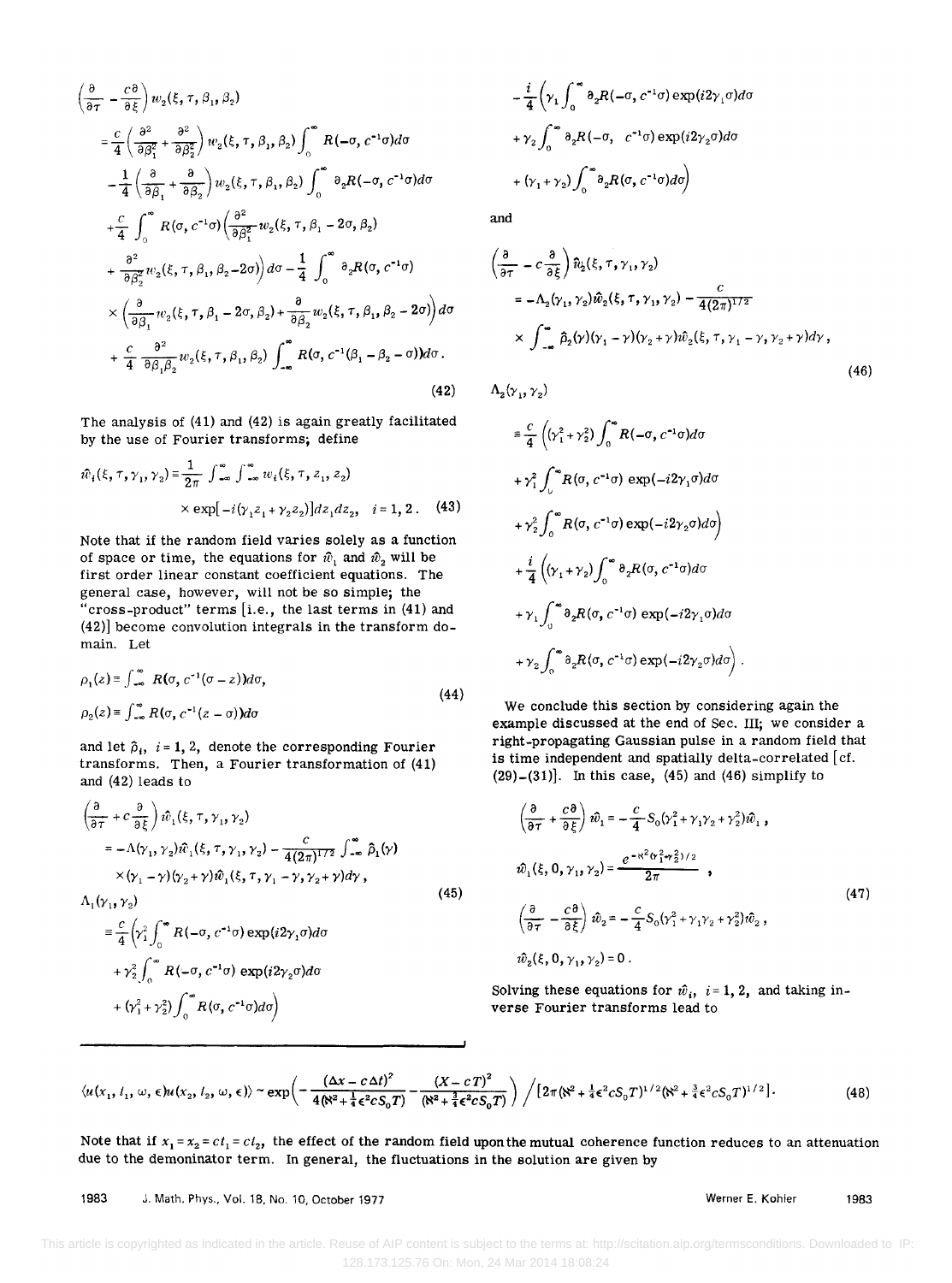$$
\begin{aligned}
&\left(\frac{\partial}{\partial \tau} - \frac{c\partial}{\partial \xi}\right) w_2(\xi, \tau, \beta_1, \beta_2) \\
&= \frac{c}{4}\left(\frac{\partial^2}{\partial \beta_1^2} + \frac{\partial^2}{\partial \beta_2^2}\right) w_2(\xi, \tau, \beta_1, \beta_2) \int_0^\infty R(-\sigma, c^{-1}\sigma) d\sigma \\
&\quad - \frac{1}{4}\left(\frac{\partial}{\partial \beta_1} + \frac{\partial}{\partial \beta_2}\right) w_2(\xi, \tau, \beta_1, \beta_2) \int_0^\infty \partial_2 R(-\sigma, c^{-1}\sigma) d\sigma \\
&\quad + \frac{c}{4}\int_0^\infty R(\sigma, c^{-1}\sigma)\left(\frac{\partial^2}{\partial \beta_1^2} w_2(\xi, \tau, \beta_1 - 2\sigma, \beta_2)\right. \\
&\quad \left. + \frac{\partial^2}{\partial \beta_2^2} w_2(\xi, \tau, \beta_1, \beta_2 - 2\sigma)\right) d\sigma - \frac{1}{4}\int_0^\infty \partial_2 R(\sigma, c^{-1}\sigma) \\
&\quad \times \left(\frac{\partial}{\partial \beta_1} w_2(\xi, \tau, \beta_1 - 2\sigma, \beta_2) + \frac{\partial}{\partial \beta_2} w_2(\xi, \tau, \beta_1, \beta_2 - 2\sigma)\right) d\sigma \\
&\quad + \frac{c}{4}\frac{\partial^2}{\partial \beta_1 \beta_2} w_2(\xi, \tau, \beta_1, \beta_2) \int_{-\infty}^\infty R(\sigma, c^{-1}(\beta_1 - \beta_2 - \sigma)) d\sigma.
\end{aligned}
\tag{42}
$$

The analysis of (41) and (42) is again greatly facilitated by the use of Fourier transforms; define

$$
\hat{w}_i(\xi, \tau, \gamma_1, \gamma_2) \equiv \frac{1}{2\pi}\int_{-\infty}^\infty \int_{-\infty}^\infty w_i(\xi, \tau, z_1, z_2) \times \exp[-i(\gamma_1 z_1 + \gamma_2 z_2)] dz_1 dz_2, \quad i = 1, 2. \tag{43}
$$

Note that if the random field varies solely as a function of space or time, the equations for $\hat{w}_1$ and $\hat{w}_2$ will be first order linear constant coefficient equations. The general case, however, will not be so simple; the "cross-product" terms [i.e., the last terms in (41) and (42)] become convolution integrals in the transform domain. Let

$$
\begin{aligned}
\rho_1(z) &\equiv \int_{-\infty}^\infty R(\sigma, c^{-1}(\sigma - z)) d\sigma, \\
\rho_2(z) &\equiv \int_{-\infty}^\infty R(\sigma, c^{-1}(z - \sigma)) d\sigma
\end{aligned}
\tag{44}
$$

and let $\hat{\rho}_i$, $i = 1, 2$, denote the corresponding Fourier transforms. Then, a Fourier transformation of (41) and (42) leads to

$$
\begin{aligned}
&\left(\frac{\partial}{\partial \tau} + c\frac{\partial}{\partial \xi}\right) \hat{w}_1(\xi, \tau, \gamma_1, \gamma_2) \\
&= -\Lambda(\gamma_1, \gamma_2) \hat{w}_1(\xi, \tau, \gamma_1, \gamma_2) - \frac{c}{4(2\pi)^{1/2}}\int_{-\infty}^\infty \hat{\rho}_1(\gamma) \\
&\quad \times (\gamma_1 - \gamma)(\gamma_2 + \gamma) \hat{w}_1(\xi, \tau, \gamma_1 - \gamma, \gamma_2 + \gamma) d\gamma, \\
&\Lambda_1(\gamma_1, \gamma_2) \\
&\equiv \frac{c}{4}\left(\gamma_1^2 \int_0^\infty R(-\sigma, c^{-1}\sigma) \exp(i2\gamma_1\sigma) d\sigma \right. \\
&\quad + \gamma_2^2 \int_0^\infty R(-\sigma, c^{-1}\sigma) \exp(i2\gamma_2\sigma) d\sigma \\
&\quad \left. + (\gamma_1^2 + \gamma_2^2)\int_0^\infty R(\sigma, c^{-1}\sigma) d\sigma\right) \\
&\quad - \frac{i}{4}\left(\gamma_1 \int_0^\infty \partial_2 R(-\sigma, c^{-1}\sigma) \exp(i2\gamma_1\sigma) d\sigma \right. \\
&\quad + \gamma_2 \int_0^\infty \partial_2 R(-\sigma, c^{-1}\sigma) \exp(i2\gamma_2\sigma) d\sigma \\
&\quad \left. + (\gamma_1 + \gamma_2)\int_0^\infty \partial_2 R(\sigma, c^{-1}\sigma) d\sigma\right)
\end{aligned}
\tag{45}
$$

and

$$
\begin{aligned}
&\left(\frac{\partial}{\partial \tau} - c\frac{\partial}{\partial \xi}\right) \hat{w}_2(\xi, \tau, \gamma_1, \gamma_2) \\
&= -\Lambda_2(\gamma_1, \gamma_2) \hat{w}_2(\xi, \tau, \gamma_1, \gamma_2) - \frac{c}{4(2\pi)^{1/2}} \\
&\quad \times \int_{-\infty}^\infty \hat{\rho}_2(\gamma)(\gamma_1 - \gamma)(\gamma_2 + \gamma) \hat{w}_2(\xi, \tau, \gamma_1 - \gamma, \gamma_2 + \gamma) d\gamma, \\
&\Lambda_2(\gamma_1, \gamma_2) \\
&\equiv \frac{c}{4}\left((\gamma_1^2 + \gamma_2^2)\int_0^\infty R(-\sigma, c^{-1}\sigma) d\sigma \right. \\
&\quad + \gamma_1^2 \int_0^\infty R(\sigma, c^{-1}\sigma) \exp(-i2\gamma_1\sigma) d\sigma \\
&\quad \left. + \gamma_2^2 \int_0^\infty R(\sigma, c^{-1}\sigma) \exp(-i2\gamma_2\sigma) d\sigma\right) \\
&\quad + \frac{i}{4}\left((\gamma_1 + \gamma_2)\int_0^\infty \partial_2 R(\sigma, c^{-1}\sigma) d\sigma \right. \\
&\quad + \gamma_1 \int_0^\infty \partial_2 R(\sigma, c^{-1}\sigma) \exp(-i2\gamma_1\sigma) d\sigma \\
&\quad \left. + \gamma_2 \int_0^\infty \partial_2 R(\sigma, c^{-1}\sigma) \exp(-i2\gamma_2\sigma) d\sigma\right).
\end{aligned}
\tag{46}
$$

We conclude this section by considering again the example discussed at the end of Sec. III; we consider a right-propagating Gaussian pulse in a random field that is time independent and spatially delta-correlated [cf. (29)–(31)]. In this case, (45) and (46) simplify to

$$
\begin{aligned}
&\left(\frac{\partial}{\partial \tau} + \frac{c\partial}{\partial \xi}\right) \hat{w}_1 = -\frac{c}{4} S_0 (\gamma_1^2 + \gamma_1\gamma_2 + \gamma_2^2) \hat{w}_1, \\
&\hat{w}_1(\xi, 0, \gamma_1, \gamma_2) = \frac{e^{-\aleph^2(\gamma_1^2 + \gamma_2^2)/2}}{2\pi}, \\
&\left(\frac{\partial}{\partial \tau} - \frac{c\partial}{\partial \xi}\right) \hat{w}_2 = -\frac{c}{4} S_0 (\gamma_1^2 + \gamma_1\gamma_2 + \gamma_2^2) \hat{w}_2, \\
&\hat{w}_2(\xi, 0, \gamma_1, \gamma_2) = 0.
\end{aligned}
\tag{47}
$$

Solving these equations for $\hat{w}_i$, $i = 1, 2$, and taking inverse Fourier transforms lead to

$$
\langle u(x_1, t_1, \omega, \epsilon) u(x_2, t_2, \omega, \epsilon)\rangle \sim \exp\left(-\frac{(\Delta x - c\Delta t)^2}{4(\aleph^2 + \frac{1}{4}\epsilon^2 c S_0 T)} - \frac{(X - cT)^2}{(\aleph^2 + \frac{3}{4}\epsilon^2 c S_0 T)}\right) \Big/ \left[2\pi(\aleph^2 + \tfrac{1}{4}\epsilon^2 c S_0 T)^{1/2}(\aleph^2 + \tfrac{3}{4}\epsilon^2 c S_0 T)^{1/2}\right]. \tag{48}
$$

Note that if $x_1 = x_2 = ct_1 = ct_2$, the effect of the random field upon the mutual coherence function reduces to an attenuation due to the demoninator term. In general, the fluctuations in the solution are given by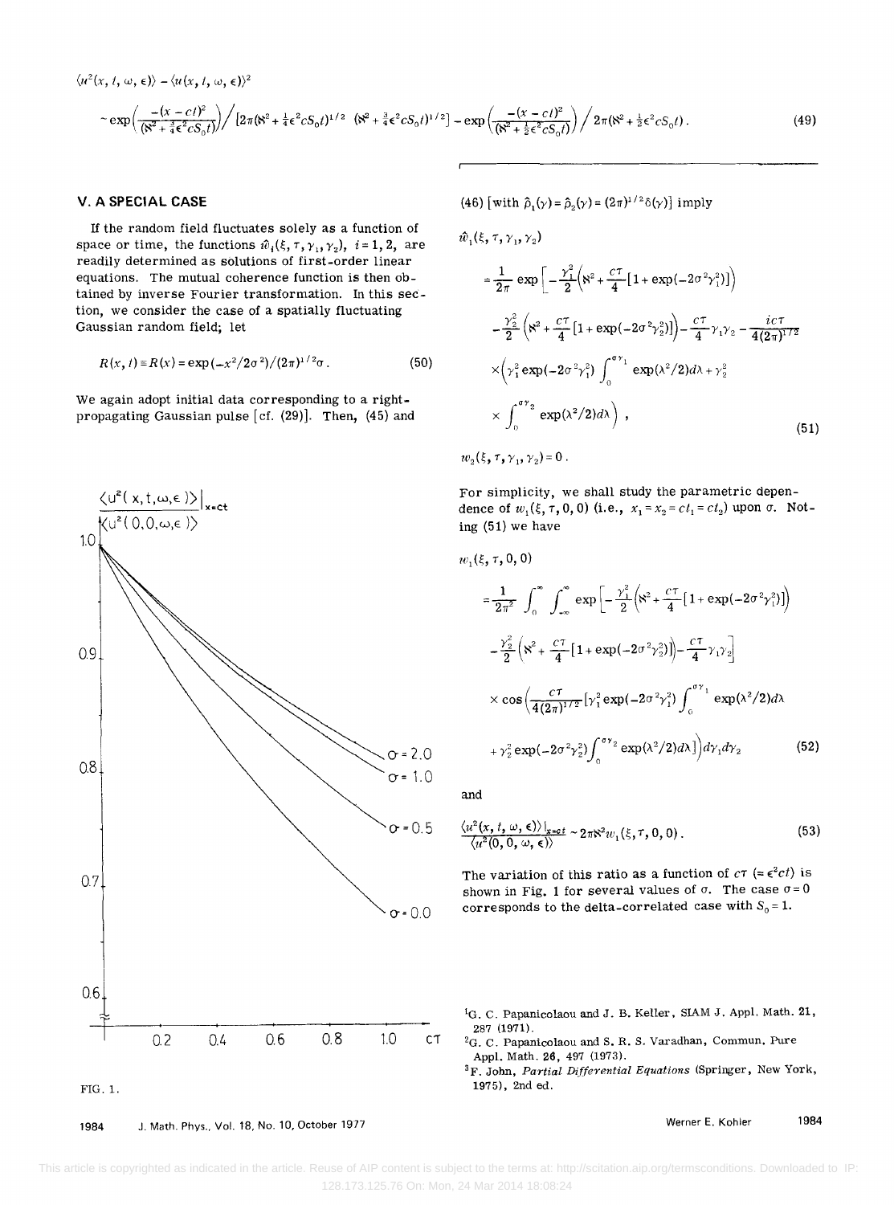$$\langle u^2(x,t,\omega,\epsilon)\rangle - \langle u(x,t,\omega,\epsilon)\rangle^2$$

$$\sim \exp\left(\frac{-(x-ct)^2}{(\aleph^2+\frac{1}{4}\epsilon^2 cS_0 t)}\right)\Big/\left[2\pi(\aleph^2+\tfrac{1}{4}\epsilon^2 cS_0 t)^{1/2}\ (\aleph^2+\tfrac{3}{4}\epsilon^2 cS_0 t)^{1/2}\right] - \exp\left(\frac{-(x-ct)^2}{(\aleph^2+\frac{1}{2}\epsilon^2 cS_0 t)}\right)\Big/ 2\pi(\aleph^2+\tfrac{1}{2}\epsilon^2 cS_0 t). \tag{49}$$

## V. A SPECIAL CASE

If the random field fluctuates solely as a function of space or time, the functions $\hat{w}_i(\xi,\tau,\gamma_1,\gamma_2)$, $i=1,2$, are readily determined as solutions of first-order linear equations. The mutual coherence function is then obtained by inverse Fourier transformation. In this section, we consider the case of a spatially fluctuating Gaussian random field; let

$$R(x,t)\equiv R(x)=\exp(-x^2/2\sigma^2)/(2\pi)^{1/2}\sigma. \tag{50}$$

We again adopt initial data corresponding to a right-propagating Gaussian pulse [cf. (29)]. Then, (45) and (46) [with $\hat{\rho}_1(\gamma)=\hat{\rho}_2(\gamma)=(2\pi)^{1/2}\delta(\gamma)$] imply

$$\hat{w}_1(\xi,\tau,\gamma_1,\gamma_2) = \frac{1}{2\pi}\exp\Big[-\frac{\gamma_1^2}{2}\Big(\aleph^2+\frac{c\tau}{4}[1+\exp(-2\sigma^2\gamma_1^2)]\Big) - \frac{\gamma_2^2}{2}\Big(\aleph^2+\frac{c\tau}{4}[1+\exp(-2\sigma^2\gamma_2^2)]\Big) - \frac{c\tau}{4}\gamma_1\gamma_2 - \frac{ic\tau}{4(2\pi)^{1/2}}$$
$$\times\Big(\gamma_1^2\exp(-2\sigma^2\gamma_1^2)\int_0^{\sigma\gamma_1}\exp(\lambda^2/2)d\lambda + \gamma_2^2 \int_0^{\sigma\gamma_2}\exp(\lambda^2/2)d\lambda\Big), \tag{51}$$

$$w_2(\xi,\tau,\gamma_1,\gamma_2)=0.$$

For simplicity, we shall study the parametric dependence of $w_1(\xi,\tau,0,0)$ (i.e., $x_1=x_2=ct_1=ct_2$) upon $\sigma$. Noting (51) we have

$$w_1(\xi,\tau,0,0) = \frac{1}{2\pi^2}\int_0^\infty\int_{-\infty}^\infty \exp\Big[-\frac{\gamma_1^2}{2}\Big(\aleph^2+\frac{c\tau}{4}[1+\exp(-2\sigma^2\gamma_1^2)]\Big) - \frac{\gamma_2^2}{2}\Big(\aleph^2+\frac{c\tau}{4}[1+\exp(-2\sigma^2\gamma_2^2)]\Big) - \frac{c\tau}{4}\gamma_1\gamma_2\Big]$$
$$\times\cos\Big(\frac{c\tau}{4(2\pi)^{1/2}}\Big[\gamma_1^2\exp(-2\sigma^2\gamma_1^2)\int_0^{\sigma\gamma_1}\exp(\lambda^2/2)d\lambda + \gamma_2^2\exp(-2\sigma^2\gamma_2^2)\int_0^{\sigma\gamma_2}\exp(\lambda^2/2)d\lambda\Big]\Big)d\gamma_1 d\gamma_2 \tag{52}$$

and

$$\frac{\langle u^2(x,t,\omega,\epsilon)\rangle|_{x=ct}}{\langle u^2(0,0,\omega,\epsilon)\rangle} \sim 2\pi\aleph^2 w_1(\xi,\tau,0,0). \tag{53}$$

The variation of this ratio as a function of $c\tau$ ($=\epsilon^2 ct$) is shown in Fig. 1 for several values of $\sigma$. The case $\sigma=0$ corresponds to the delta-correlated case with $S_0=1$.

$\langle u^2(x,t,\omega,\epsilon)\rangle|_{x=ct}$ / $\langle u^2(0,0,\omega,\epsilon)\rangle$

1.0
0.9
0.8
0.7
0.6

0.2 0.4 0.6 0.8 1.0 $c\tau$

$\sigma=2.0$
$\sigma=1.0$
$\sigma=0.5$
$\sigma=0.0$

FIG. 1.

[1] G. C. Papanicolaou and J. B. Keller, SIAM J. Appl. Math. **21**, 287 (1971).

[2] G. C. Papanicolaou and S. R. S. Varadhan, Commun. Pure Appl. Math. **26**, 497 (1973).

[3] F. John, *Partial Differential Equations* (Springer, New York, 1975), 2nd ed.